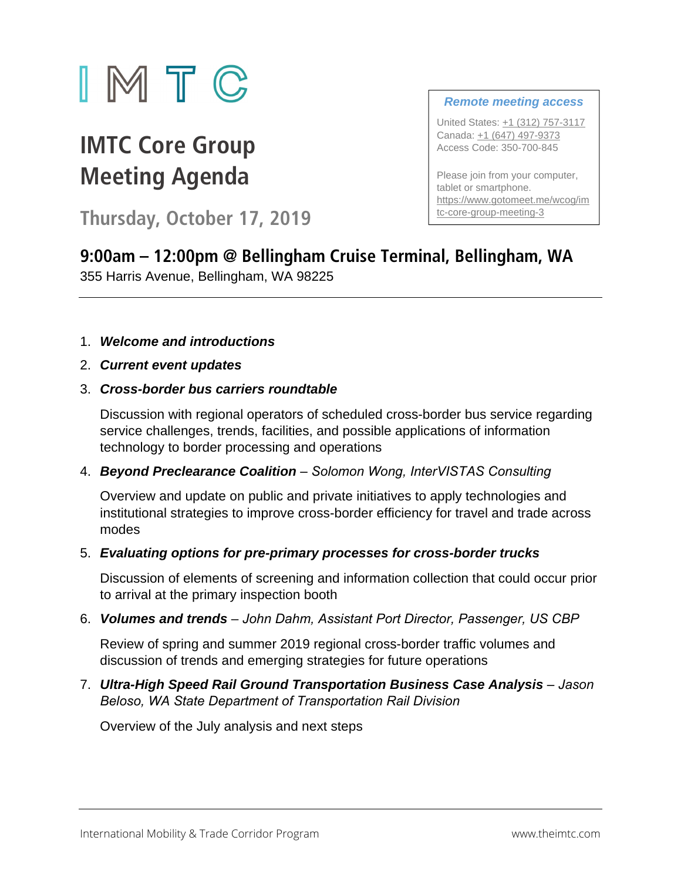# IMTC

# IMTC Core Group Meeting Agenda

## Thursday, October 17, 2019

**Remote meeting access**

United States: +1 (312) 757-3117
Canada: +1 (647) 497-9373
Access Code: 350-700-845

Please join from your computer, tablet or smartphone.
https://www.gotomeet.me/wcog/imtc-core-group-meeting-3

## 9:00am – 12:00pm @ Bellingham Cruise Terminal, Bellingham, WA

355 Harris Avenue, Bellingham, WA 98225

---

1. ***Welcome and introductions***

2. ***Current event updates***

3. ***Cross-border bus carriers roundtable***

   Discussion with regional operators of scheduled cross-border bus service regarding service challenges, trends, facilities, and possible applications of information technology to border processing and operations

4. ***Beyond Preclearance Coalition*** – *Solomon Wong, InterVISTAS Consulting*

   Overview and update on public and private initiatives to apply technologies and institutional strategies to improve cross-border efficiency for travel and trade across modes

5. ***Evaluating options for pre-primary processes for cross-border trucks***

   Discussion of elements of screening and information collection that could occur prior to arrival at the primary inspection booth

6. ***Volumes and trends*** – *John Dahm, Assistant Port Director, Passenger, US CBP*

   Review of spring and summer 2019 regional cross-border traffic volumes and discussion of trends and emerging strategies for future operations

7. ***Ultra-High Speed Rail Ground Transportation Business Case Analysis*** – *Jason Beloso, WA State Department of Transportation Rail Division*

   Overview of the July analysis and next steps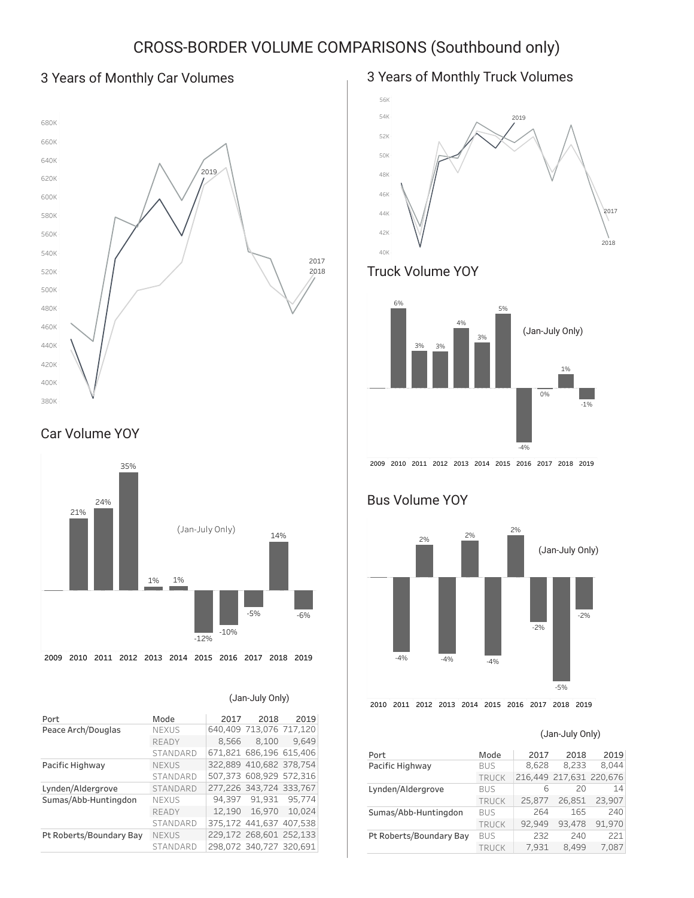# CROSS-BORDER VOLUME COMPARISONS (Southbound only)

## 3 Years of Monthly Car Volumes

680K
660K
640K
620K
600K
580K
560K
540K
520K
500K
480K
460K
440K
420K
400K
380K

2019
2017
2018

## Car Volume YOY

21%
24%
35%
1%
1%
-12%
-10%
-5%
14%
-6%

(Jan-July Only)

2009 2010 2011 2012 2013 2014 2015 2016 2017 2018 2019

(Jan-July Only)

| Port | Mode | 2017 | 2018 | 2019 |
|---|---|---|---|---|
| Peace Arch/Douglas | NEXUS | 640,409 | 713,076 | 717,120 |
| | READY | 8,566 | 8,100 | 9,649 |
| | STANDARD | 671,821 | 686,196 | 615,406 |
| Pacific Highway | NEXUS | 322,889 | 410,682 | 378,754 |
| | STANDARD | 507,373 | 608,929 | 572,316 |
| Lynden/Aldergrove | STANDARD | 277,226 | 343,724 | 333,767 |
| Sumas/Abb-Huntingdon | NEXUS | 94,397 | 91,931 | 95,774 |
| | READY | 12,190 | 16,970 | 10,024 |
| | STANDARD | 375,172 | 441,637 | 407,538 |
| Pt Roberts/Boundary Bay | NEXUS | 229,172 | 268,601 | 252,133 |
| | STANDARD | 298,072 | 340,727 | 320,691 |

## 3 Years of Monthly Truck Volumes

56K
54K
52K
50K
48K
46K
44K
42K
40K

2019
2017
2018

## Truck Volume YOY

6%
3%
3%
4%
3%
5%
-4%
0%
1%
-1%

(Jan-July Only)

2009 2010 2011 2012 2013 2014 2015 2016 2017 2018 2019

## Bus Volume YOY

-4%
2%
-4%
2%
-4%
2%
-2%
-5%
-2%

(Jan-July Only)

2010 2011 2012 2013 2014 2015 2016 2017 2018 2019

(Jan-July Only)

| Port | Mode | 2017 | 2018 | 2019 |
|---|---|---|---|---|
| Pacific Highway | BUS | 8,628 | 8,233 | 8,044 |
| | TRUCK | 216,449 | 217,631 | 220,676 |
| Lynden/Aldergrove | BUS | 6 | 20 | 14 |
| | TRUCK | 25,877 | 26,851 | 23,907 |
| Sumas/Abb-Huntingdon | BUS | 264 | 165 | 240 |
| | TRUCK | 92,949 | 93,478 | 91,970 |
| Pt Roberts/Boundary Bay | BUS | 232 | 240 | 221 |
| | TRUCK | 7,931 | 8,499 | 7,087 |